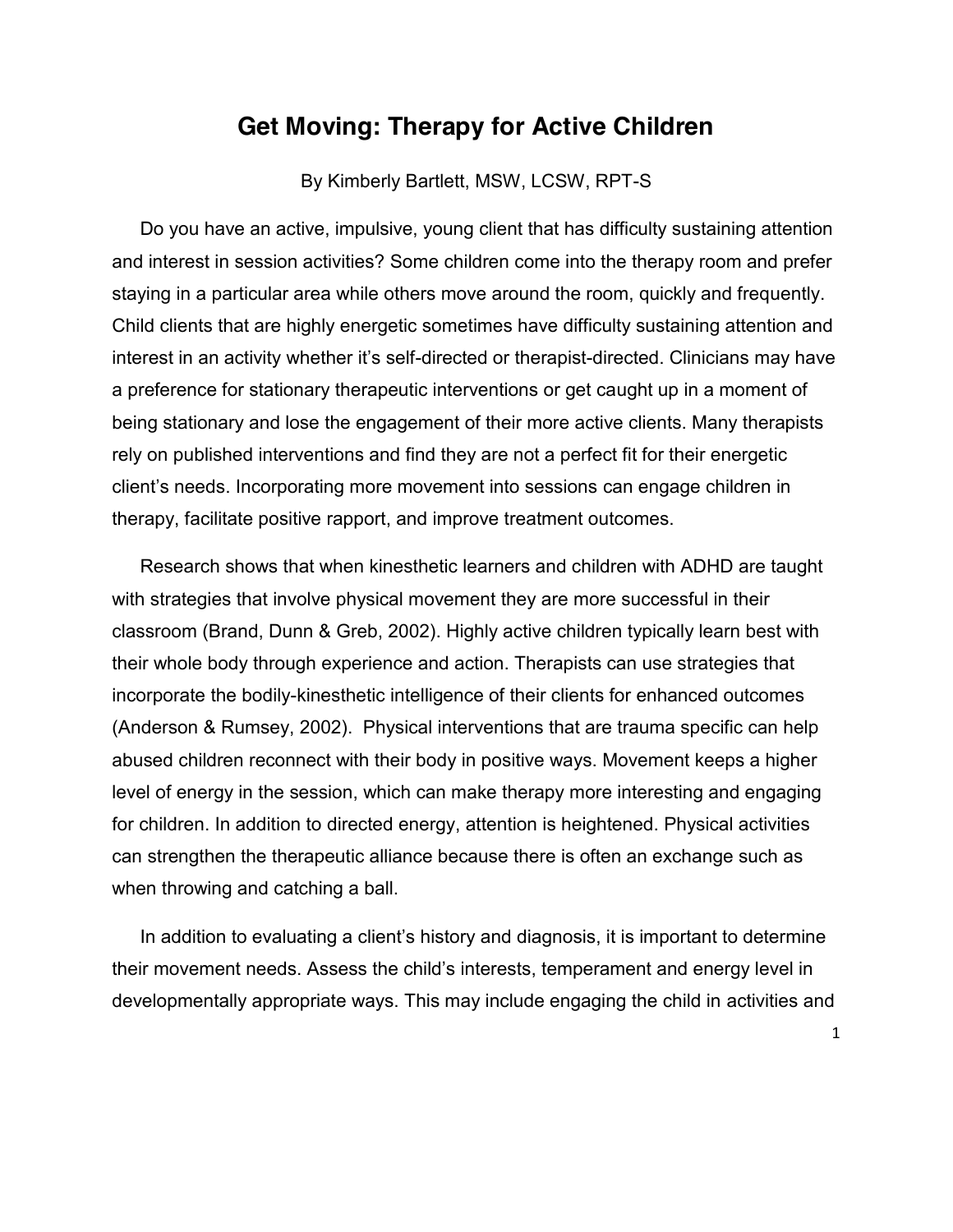# Get Moving: Therapy for Active Children

By Kimberly Bartlett, MSW, LCSW, RPT-S

Do you have an active, impulsive, young client that has difficulty sustaining attention and interest in session activities? Some children come into the therapy room and prefer staying in a particular area while others move around the room, quickly and frequently. Child clients that are highly energetic sometimes have difficulty sustaining attention and interest in an activity whether it's self-directed or therapist-directed. Clinicians may have a preference for stationary therapeutic interventions or get caught up in a moment of being stationary and lose the engagement of their more active clients. Many therapists rely on published interventions and find they are not a perfect fit for their energetic client's needs. Incorporating more movement into sessions can engage children in therapy, facilitate positive rapport, and improve treatment outcomes.

Research shows that when kinesthetic learners and children with ADHD are taught with strategies that involve physical movement they are more successful in their classroom (Brand, Dunn & Greb, 2002). Highly active children typically learn best with their whole body through experience and action. Therapists can use strategies that incorporate the bodily-kinesthetic intelligence of their clients for enhanced outcomes (Anderson & Rumsey, 2002). Physical interventions that are trauma specific can help abused children reconnect with their body in positive ways. Movement keeps a higher level of energy in the session, which can make therapy more interesting and engaging for children. In addition to directed energy, attention is heightened. Physical activities can strengthen the therapeutic alliance because there is often an exchange such as when throwing and catching a ball.

In addition to evaluating a client's history and diagnosis, it is important to determine their movement needs. Assess the child's interests, temperament and energy level in developmentally appropriate ways. This may include engaging the child in activities and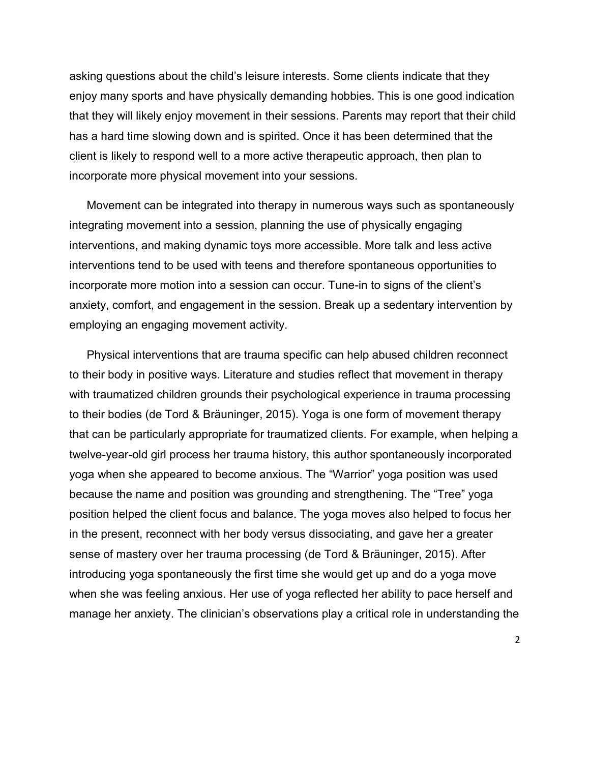asking questions about the child's leisure interests. Some clients indicate that they enjoy many sports and have physically demanding hobbies. This is one good indication that they will likely enjoy movement in their sessions. Parents may report that their child has a hard time slowing down and is spirited. Once it has been determined that the client is likely to respond well to a more active therapeutic approach, then plan to incorporate more physical movement into your sessions.

Movement can be integrated into therapy in numerous ways such as spontaneously integrating movement into a session, planning the use of physically engaging interventions, and making dynamic toys more accessible. More talk and less active interventions tend to be used with teens and therefore spontaneous opportunities to incorporate more motion into a session can occur. Tune-in to signs of the client's anxiety, comfort, and engagement in the session. Break up a sedentary intervention by employing an engaging movement activity.

Physical interventions that are trauma specific can help abused children reconnect to their body in positive ways. Literature and studies reflect that movement in therapy with traumatized children grounds their psychological experience in trauma processing to their bodies (de Tord & Bräuninger, 2015). Yoga is one form of movement therapy that can be particularly appropriate for traumatized clients. For example, when helping a twelve-year-old girl process her trauma history, this author spontaneously incorporated yoga when she appeared to become anxious. The "Warrior" yoga position was used because the name and position was grounding and strengthening. The "Tree" yoga position helped the client focus and balance. The yoga moves also helped to focus her in the present, reconnect with her body versus dissociating, and gave her a greater sense of mastery over her trauma processing (de Tord & Bräuninger, 2015). After introducing yoga spontaneously the first time she would get up and do a yoga move when she was feeling anxious. Her use of yoga reflected her ability to pace herself and manage her anxiety. The clinician's observations play a critical role in understanding the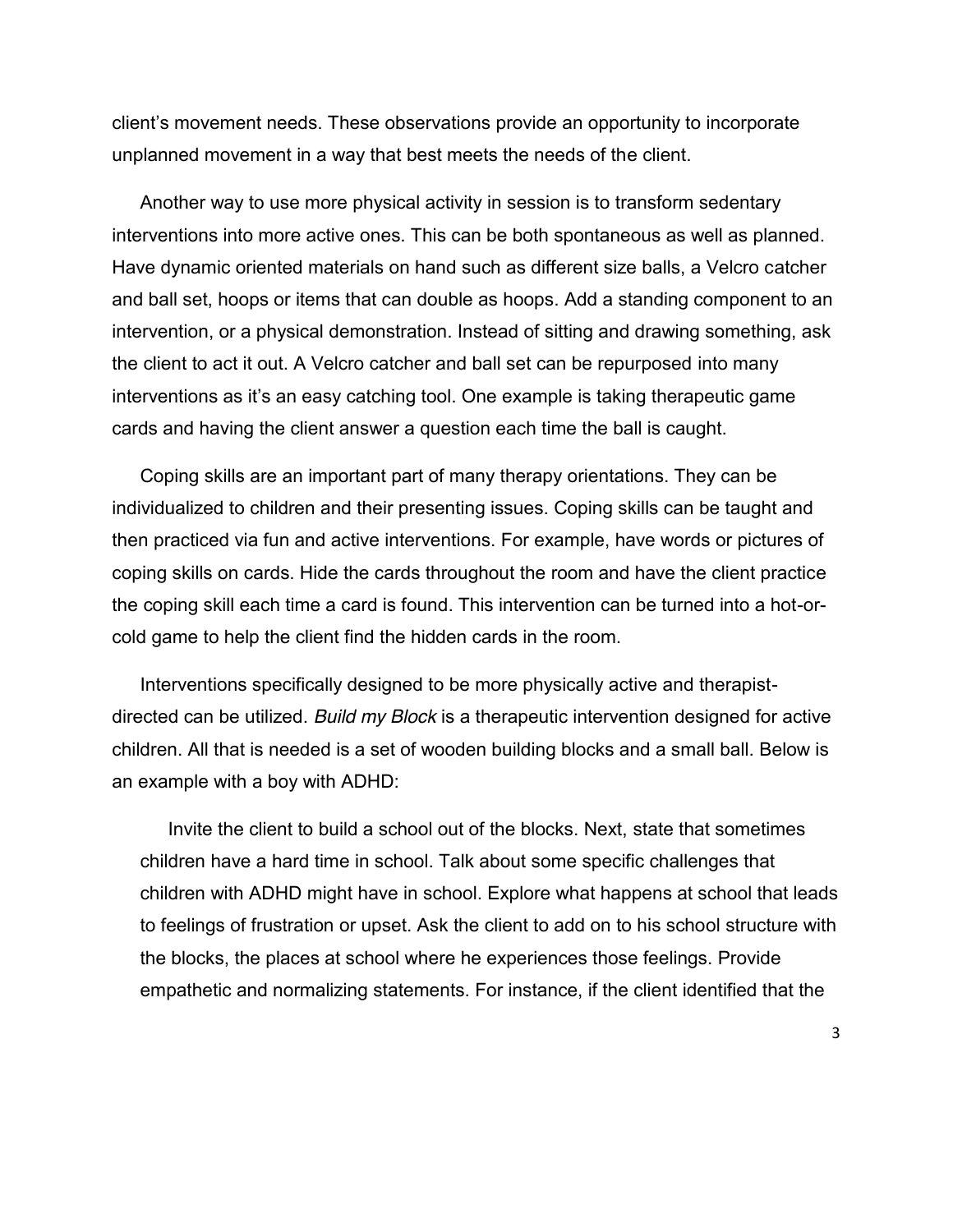client's movement needs. These observations provide an opportunity to incorporate unplanned movement in a way that best meets the needs of the client.

Another way to use more physical activity in session is to transform sedentary interventions into more active ones. This can be both spontaneous as well as planned. Have dynamic oriented materials on hand such as different size balls, a Velcro catcher and ball set, hoops or items that can double as hoops. Add a standing component to an intervention, or a physical demonstration. Instead of sitting and drawing something, ask the client to act it out. A Velcro catcher and ball set can be repurposed into many interventions as it's an easy catching tool. One example is taking therapeutic game cards and having the client answer a question each time the ball is caught.

Coping skills are an important part of many therapy orientations. They can be individualized to children and their presenting issues. Coping skills can be taught and then practiced via fun and active interventions. For example, have words or pictures of coping skills on cards. Hide the cards throughout the room and have the client practice the coping skill each time a card is found. This intervention can be turned into a hot-or-cold game to help the client find the hidden cards in the room.

Interventions specifically designed to be more physically active and therapist-directed can be utilized. *Build my Block* is a therapeutic intervention designed for active children. All that is needed is a set of wooden building blocks and a small ball. Below is an example with a boy with ADHD:

> Invite the client to build a school out of the blocks. Next, state that sometimes children have a hard time in school. Talk about some specific challenges that children with ADHD might have in school. Explore what happens at school that leads to feelings of frustration or upset. Ask the client to add on to his school structure with the blocks, the places at school where he experiences those feelings. Provide empathetic and normalizing statements. For instance, if the client identified that the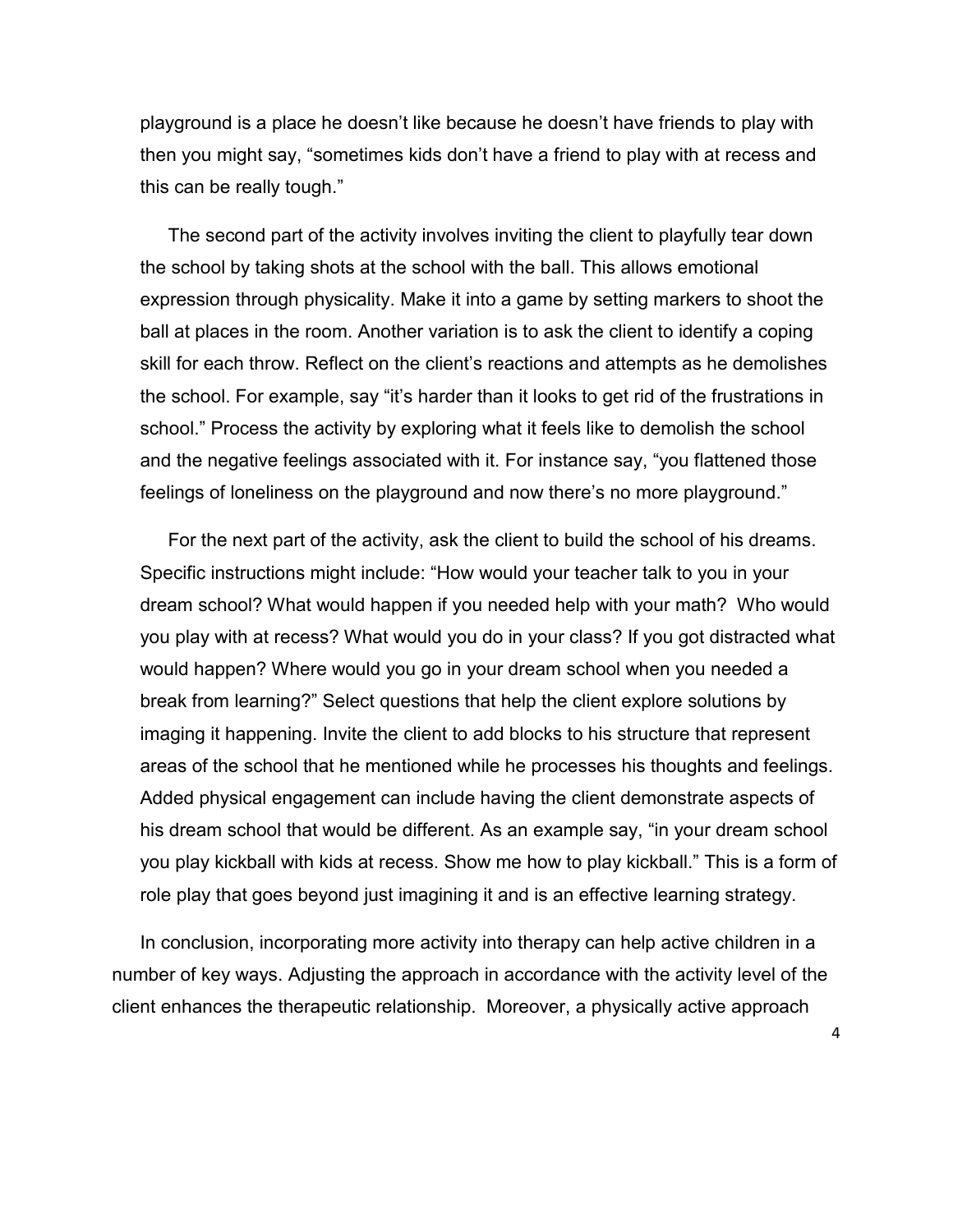playground is a place he doesn't like because he doesn't have friends to play with then you might say, "sometimes kids don't have a friend to play with at recess and this can be really tough."

The second part of the activity involves inviting the client to playfully tear down the school by taking shots at the school with the ball. This allows emotional expression through physicality. Make it into a game by setting markers to shoot the ball at places in the room. Another variation is to ask the client to identify a coping skill for each throw. Reflect on the client's reactions and attempts as he demolishes the school. For example, say "it's harder than it looks to get rid of the frustrations in school." Process the activity by exploring what it feels like to demolish the school and the negative feelings associated with it. For instance say, "you flattened those feelings of loneliness on the playground and now there's no more playground."

For the next part of the activity, ask the client to build the school of his dreams. Specific instructions might include: "How would your teacher talk to you in your dream school? What would happen if you needed help with your math? Who would you play with at recess? What would you do in your class? If you got distracted what would happen? Where would you go in your dream school when you needed a break from learning?" Select questions that help the client explore solutions by imaging it happening. Invite the client to add blocks to his structure that represent areas of the school that he mentioned while he processes his thoughts and feelings. Added physical engagement can include having the client demonstrate aspects of his dream school that would be different. As an example say, "in your dream school you play kickball with kids at recess. Show me how to play kickball." This is a form of role play that goes beyond just imagining it and is an effective learning strategy.

In conclusion, incorporating more activity into therapy can help active children in a number of key ways. Adjusting the approach in accordance with the activity level of the client enhances the therapeutic relationship. Moreover, a physically active approach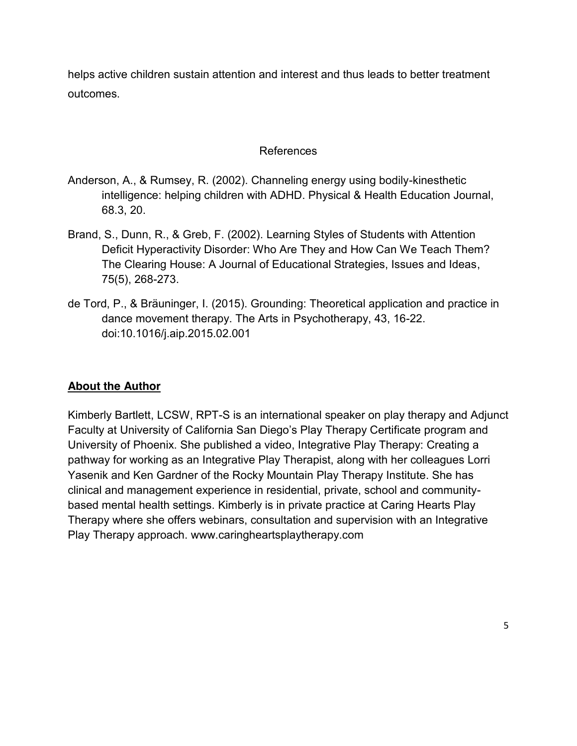helps active children sustain attention and interest and thus leads to better treatment outcomes.

## References

Anderson, A., & Rumsey, R. (2002). Channeling energy using bodily-kinesthetic intelligence: helping children with ADHD. Physical & Health Education Journal, 68.3, 20.

Brand, S., Dunn, R., & Greb, F. (2002). Learning Styles of Students with Attention Deficit Hyperactivity Disorder: Who Are They and How Can We Teach Them? The Clearing House: A Journal of Educational Strategies, Issues and Ideas, 75(5), 268-273.

de Tord, P., & Bräuninger, I. (2015). Grounding: Theoretical application and practice in dance movement therapy. The Arts in Psychotherapy, 43, 16-22. doi:10.1016/j.aip.2015.02.001

## About the Author

Kimberly Bartlett, LCSW, RPT-S is an international speaker on play therapy and Adjunct Faculty at University of California San Diego's Play Therapy Certificate program and University of Phoenix. She published a video, Integrative Play Therapy: Creating a pathway for working as an Integrative Play Therapist, along with her colleagues Lorri Yasenik and Ken Gardner of the Rocky Mountain Play Therapy Institute. She has clinical and management experience in residential, private, school and community-based mental health settings. Kimberly is in private practice at Caring Hearts Play Therapy where she offers webinars, consultation and supervision with an Integrative Play Therapy approach. www.caringheartsplaytherapy.com